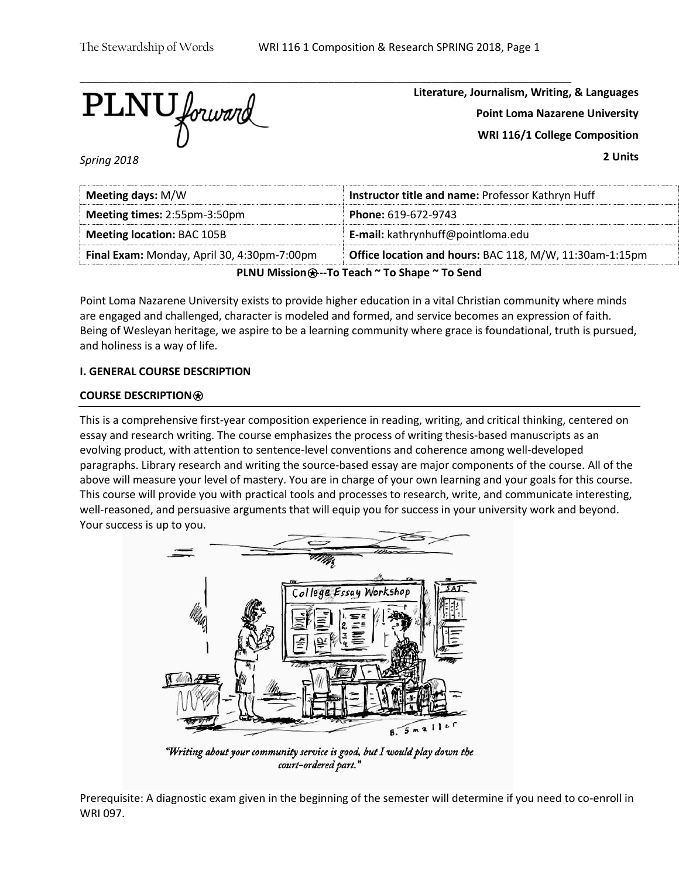PLNU forward

**Literature, Journalism, Writing, & Languages**

**Point Loma Nazarene University**

**WRI 116/1 College Composition**

**2 Units**

*Spring 2018*

| **Meeting days:** M/W | **Instructor title and name:** Professor Kathryn Huff |
|---|---|
| **Meeting times:** 2:55pm-3:50pm | **Phone:** 619-672-9743 |
| **Meeting location:** BAC 105B | **E-mail:** kathrynhuff@pointloma.edu |
| **Final Exam:** Monday, April 30, 4:30pm-7:00pm | **Office location and hours:** BAC 118, M/W, 11:30am-1:15pm |

**PLNU Mission⍟--To Teach ~ To Shape ~ To Send**

Point Loma Nazarene University exists to provide higher education in a vital Christian community where minds are engaged and challenged, character is modeled and formed, and service becomes an expression of faith. Being of Wesleyan heritage, we aspire to be a learning community where grace is foundational, truth is pursued, and holiness is a way of life.

## I. GENERAL COURSE DESCRIPTION

### COURSE DESCRIPTION⍟

This is a comprehensive first-year composition experience in reading, writing, and critical thinking, centered on essay and research writing. The course emphasizes the process of writing thesis-based manuscripts as an evolving product, with attention to sentence-level conventions and coherence among well-developed paragraphs. Library research and writing the source-based essay are major components of the course. All of the above will measure your level of mastery. You are in charge of your own learning and your goals for this course. This course will provide you with practical tools and processes to research, write, and communicate interesting, well-reasoned, and persuasive arguments that will equip you for success in your university work and beyond. Your success is up to you.

*"Writing about your community service is good, but I would play down the court-ordered part."*

Prerequisite: A diagnostic exam given in the beginning of the semester will determine if you need to co-enroll in WRI 097.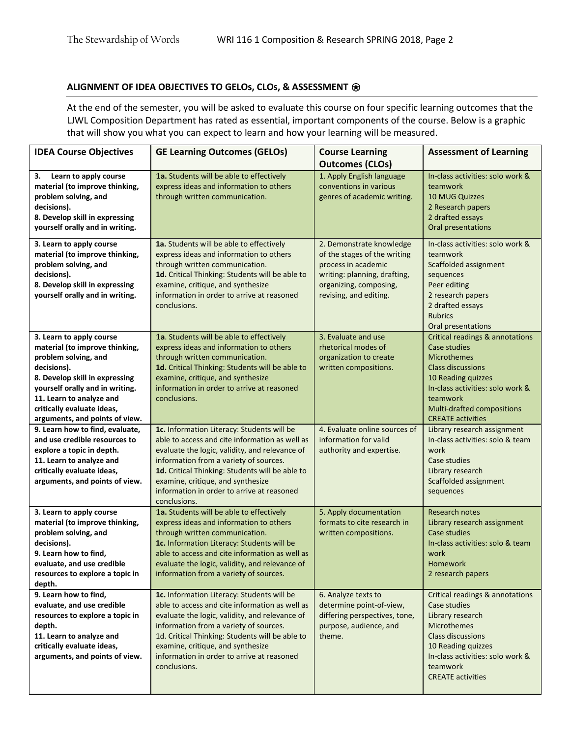## ALIGNMENT OF IDEA OBJECTIVES TO GELOs, CLOs, & ASSESSMENT ⍟

At the end of the semester, you will be asked to evaluate this course on four specific learning outcomes that the LJWL Composition Department has rated as essential, important components of the course. Below is a graphic that will show you what you can expect to learn and how your learning will be measured.

| IDEA Course Objectives | GE Learning Outcomes (GELOs) | Course Learning Outcomes (CLOs) | Assessment of Learning |
|---|---|---|---|
| **3. Learn to apply course material (to improve thinking, problem solving, and decisions).**<br>**8. Develop skill in expressing yourself orally and in writing.** | **1a.** Students will be able to effectively express ideas and information to others through written communication. | 1. Apply English language conventions in various genres of academic writing. | In-class activities: solo work & teamwork<br>10 MUG Quizzes<br>2 Research papers<br>2 drafted essays<br>Oral presentations |
| **3. Learn to apply course material (to improve thinking, problem solving, and decisions).**<br>**8. Develop skill in expressing yourself orally and in writing.** | **1a.** Students will be able to effectively express ideas and information to others through written communication.<br>**1d.** Critical Thinking: Students will be able to examine, critique, and synthesize information in order to arrive at reasoned conclusions. | 2. Demonstrate knowledge of the stages of the writing process in academic writing: planning, drafting, organizing, composing, revising, and editing. | In-class activities: solo work & teamwork<br>Scaffolded assignment sequences<br>Peer editing<br>2 research papers<br>2 drafted essays<br>Rubrics<br>Oral presentations |
| **3. Learn to apply course material (to improve thinking, problem solving, and decisions).**<br>**8. Develop skill in expressing yourself orally and in writing.**<br>**11. Learn to analyze and critically evaluate ideas, arguments, and points of view.** | **1a**. Students will be able to effectively express ideas and information to others through written communication.<br>**1d.** Critical Thinking: Students will be able to examine, critique, and synthesize information in order to arrive at reasoned conclusions. | 3. Evaluate and use rhetorical modes of organization to create written compositions. | Critical readings & annotations<br>Case studies<br>Microthemes<br>Class discussions<br>10 Reading quizzes<br>In-class activities: solo work & teamwork<br>Multi-drafted compositions<br>CREATE activities |
| **9. Learn how to find, evaluate, and use credible resources to explore a topic in depth.**<br>**11. Learn to analyze and critically evaluate ideas, arguments, and points of view.** | **1c.** Information Literacy: Students will be able to access and cite information as well as evaluate the logic, validity, and relevance of information from a variety of sources.<br>**1d.** Critical Thinking: Students will be able to examine, critique, and synthesize information in order to arrive at reasoned conclusions. | 4. Evaluate online sources of information for valid authority and expertise. | Library research assignment<br>In-class activities: solo & team work<br>Case studies<br>Library research<br>Scaffolded assignment sequences |
| **3. Learn to apply course material (to improve thinking, problem solving, and decisions).**<br>**9. Learn how to find, evaluate, and use credible resources to explore a topic in depth.** | **1a.** Students will be able to effectively express ideas and information to others through written communication.<br>**1c.** Information Literacy: Students will be able to access and cite information as well as evaluate the logic, validity, and relevance of information from a variety of sources. | 5. Apply documentation formats to cite research in written compositions. | Research notes<br>Library research assignment<br>Case studies<br>In-class activities: solo & team work<br>Homework<br>2 research papers |
| **9. Learn how to find, evaluate, and use credible resources to explore a topic in depth.**<br>**11. Learn to analyze and critically evaluate ideas, arguments, and points of view.** | **1c.** Information Literacy: Students will be able to access and cite information as well as evaluate the logic, validity, and relevance of information from a variety of sources.<br>1d. Critical Thinking: Students will be able to examine, critique, and synthesize information in order to arrive at reasoned conclusions. | 6. Analyze texts to determine point-of-view, differing perspectives, tone, purpose, audience, and theme. | Critical readings & annotations<br>Case studies<br>Library research<br>Microthemes<br>Class discussions<br>10 Reading quizzes<br>In-class activities: solo work & teamwork<br>CREATE activities |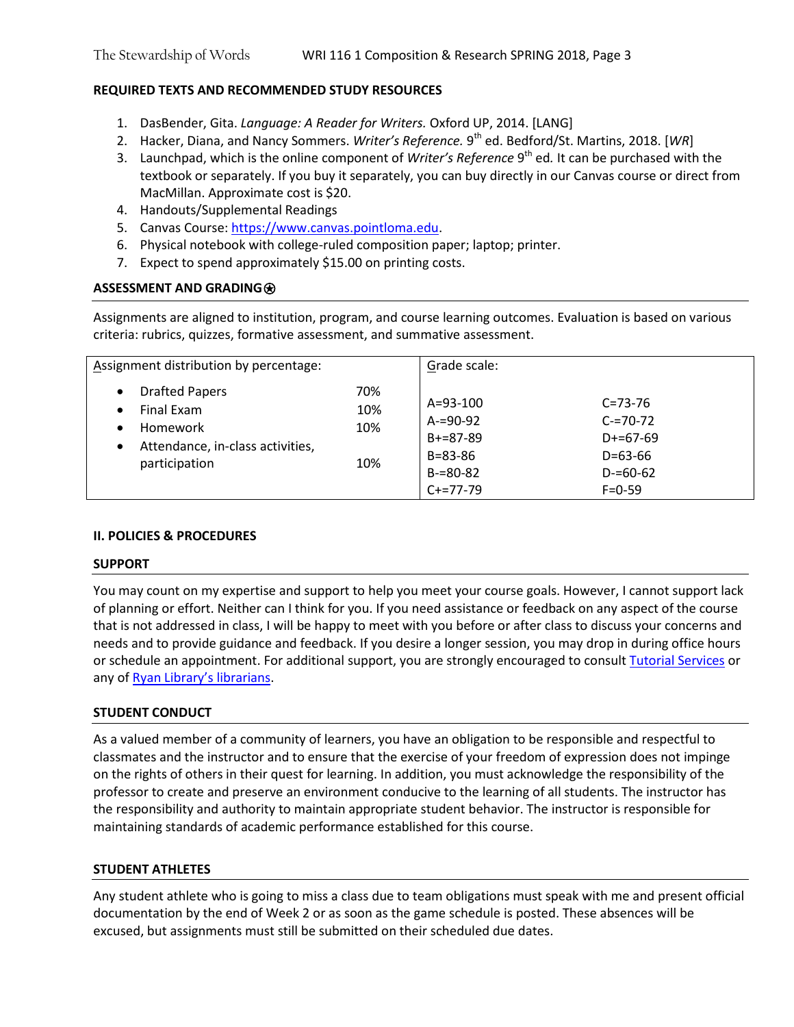**REQUIRED TEXTS AND RECOMMENDED STUDY RESOURCES**

1. DasBender, Gita. *Language: A Reader for Writers.* Oxford UP, 2014. [LANG]
2. Hacker, Diana, and Nancy Sommers. *Writer's Reference.* 9th ed. Bedford/St. Martins, 2018. [*WR*]
3. Launchpad, which is the online component of *Writer's Reference* 9th ed*.* It can be purchased with the textbook or separately. If you buy it separately, you can buy directly in our Canvas course or direct from MacMillan. Approximate cost is $20.
4. Handouts/Supplemental Readings
5. Canvas Course: https://www.canvas.pointloma.edu.
6. Physical notebook with college-ruled composition paper; laptop; printer.
7. Expect to spend approximately $15.00 on printing costs.

**ASSESSMENT AND GRADING⍟**

Assignments are aligned to institution, program, and course learning outcomes. Evaluation is based on various criteria: rubrics, quizzes, formative assessment, and summative assessment.

| Assignment distribution by percentage: | | Grade scale: | |
|---|---|---|---|
| • Drafted Papers | 70% | A=93-100 | C=73-76 |
| • Final Exam | 10% | A-=90-92 | C-=70-72 |
| • Homework | 10% | B+=87-89 | D+=67-69 |
| • Attendance, in-class activities, participation | 10% | B=83-86 | D=63-66 |
| | | B-=80-82 | D-=60-62 |
| | | C+=77-79 | F=0-59 |

**II. POLICIES & PROCEDURES**

**SUPPORT**

You may count on my expertise and support to help you meet your course goals. However, I cannot support lack of planning or effort. Neither can I think for you. If you need assistance or feedback on any aspect of the course that is not addressed in class, I will be happy to meet with you before or after class to discuss your concerns and needs and to provide guidance and feedback. If you desire a longer session, you may drop in during office hours or schedule an appointment. For additional support, you are strongly encouraged to consult Tutorial Services or any of Ryan Library's librarians.

**STUDENT CONDUCT**

As a valued member of a community of learners, you have an obligation to be responsible and respectful to classmates and the instructor and to ensure that the exercise of your freedom of expression does not impinge on the rights of others in their quest for learning. In addition, you must acknowledge the responsibility of the professor to create and preserve an environment conducive to the learning of all students. The instructor has the responsibility and authority to maintain appropriate student behavior. The instructor is responsible for maintaining standards of academic performance established for this course.

**STUDENT ATHLETES**

Any student athlete who is going to miss a class due to team obligations must speak with me and present official documentation by the end of Week 2 or as soon as the game schedule is posted. These absences will be excused, but assignments must still be submitted on their scheduled due dates.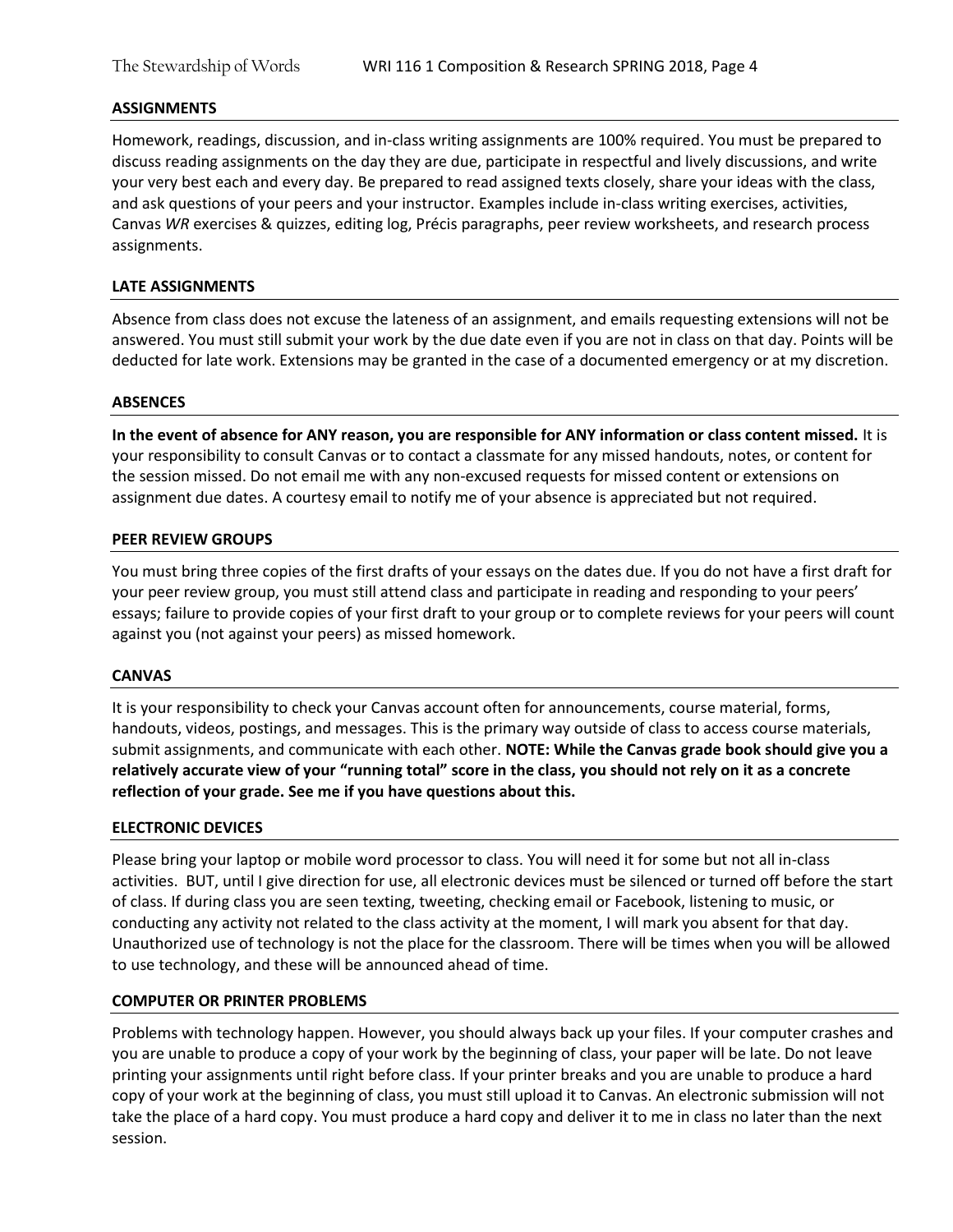## ASSIGNMENTS

Homework, readings, discussion, and in-class writing assignments are 100% required. You must be prepared to discuss reading assignments on the day they are due, participate in respectful and lively discussions, and write your very best each and every day. Be prepared to read assigned texts closely, share your ideas with the class, and ask questions of your peers and your instructor. Examples include in-class writing exercises, activities, Canvas *WR* exercises & quizzes, editing log, Précis paragraphs, peer review worksheets, and research process assignments.

## LATE ASSIGNMENTS

Absence from class does not excuse the lateness of an assignment, and emails requesting extensions will not be answered. You must still submit your work by the due date even if you are not in class on that day. Points will be deducted for late work. Extensions may be granted in the case of a documented emergency or at my discretion.

## ABSENCES

**In the event of absence for ANY reason, you are responsible for ANY information or class content missed.** It is your responsibility to consult Canvas or to contact a classmate for any missed handouts, notes, or content for the session missed. Do not email me with any non-excused requests for missed content or extensions on assignment due dates. A courtesy email to notify me of your absence is appreciated but not required.

## PEER REVIEW GROUPS

You must bring three copies of the first drafts of your essays on the dates due. If you do not have a first draft for your peer review group, you must still attend class and participate in reading and responding to your peers' essays; failure to provide copies of your first draft to your group or to complete reviews for your peers will count against you (not against your peers) as missed homework.

## CANVAS

It is your responsibility to check your Canvas account often for announcements, course material, forms, handouts, videos, postings, and messages. This is the primary way outside of class to access course materials, submit assignments, and communicate with each other. **NOTE: While the Canvas grade book should give you a relatively accurate view of your "running total" score in the class, you should not rely on it as a concrete reflection of your grade. See me if you have questions about this.**

## ELECTRONIC DEVICES

Please bring your laptop or mobile word processor to class. You will need it for some but not all in-class activities. BUT, until I give direction for use, all electronic devices must be silenced or turned off before the start of class. If during class you are seen texting, tweeting, checking email or Facebook, listening to music, or conducting any activity not related to the class activity at the moment, I will mark you absent for that day. Unauthorized use of technology is not the place for the classroom. There will be times when you will be allowed to use technology, and these will be announced ahead of time.

## COMPUTER OR PRINTER PROBLEMS

Problems with technology happen. However, you should always back up your files. If your computer crashes and you are unable to produce a copy of your work by the beginning of class, your paper will be late. Do not leave printing your assignments until right before class. If your printer breaks and you are unable to produce a hard copy of your work at the beginning of class, you must still upload it to Canvas. An electronic submission will not take the place of a hard copy. You must produce a hard copy and deliver it to me in class no later than the next session.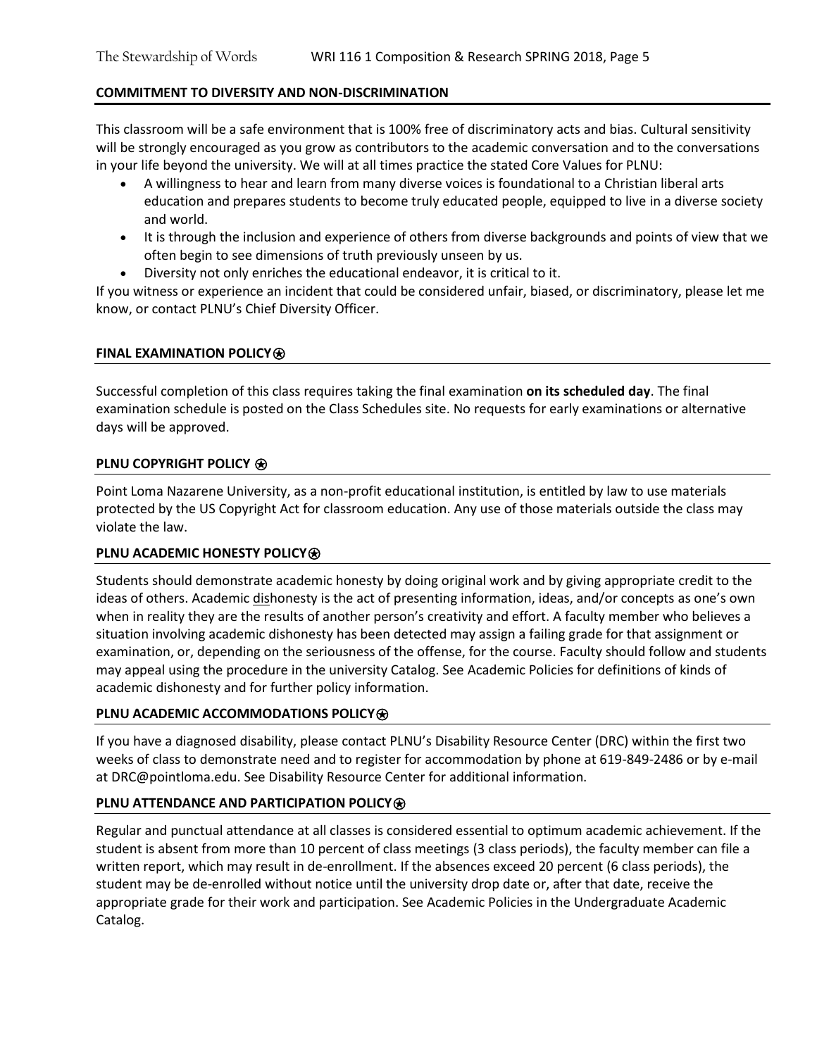## COMMITMENT TO DIVERSITY AND NON-DISCRIMINATION

This classroom will be a safe environment that is 100% free of discriminatory acts and bias. Cultural sensitivity will be strongly encouraged as you grow as contributors to the academic conversation and to the conversations in your life beyond the university. We will at all times practice the stated Core Values for PLNU:

- A willingness to hear and learn from many diverse voices is foundational to a Christian liberal arts education and prepares students to become truly educated people, equipped to live in a diverse society and world.
- It is through the inclusion and experience of others from diverse backgrounds and points of view that we often begin to see dimensions of truth previously unseen by us.
- Diversity not only enriches the educational endeavor, it is critical to it.

If you witness or experience an incident that could be considered unfair, biased, or discriminatory, please let me know, or contact PLNU's Chief Diversity Officer.

## FINAL EXAMINATION POLICY⍟

Successful completion of this class requires taking the final examination **on its scheduled day**. The final examination schedule is posted on the Class Schedules site. No requests for early examinations or alternative days will be approved.

## PLNU COPYRIGHT POLICY ⍟

Point Loma Nazarene University, as a non-profit educational institution, is entitled by law to use materials protected by the US Copyright Act for classroom education. Any use of those materials outside the class may violate the law.

## PLNU ACADEMIC HONESTY POLICY⍟

Students should demonstrate academic honesty by doing original work and by giving appropriate credit to the ideas of others. Academic dishonesty is the act of presenting information, ideas, and/or concepts as one's own when in reality they are the results of another person's creativity and effort. A faculty member who believes a situation involving academic dishonesty has been detected may assign a failing grade for that assignment or examination, or, depending on the seriousness of the offense, for the course. Faculty should follow and students may appeal using the procedure in the university Catalog. See Academic Policies for definitions of kinds of academic dishonesty and for further policy information.

## PLNU ACADEMIC ACCOMMODATIONS POLICY⍟

If you have a diagnosed disability, please contact PLNU's Disability Resource Center (DRC) within the first two weeks of class to demonstrate need and to register for accommodation by phone at 619-849-2486 or by e-mail at DRC@pointloma.edu. See Disability Resource Center for additional information.

## PLNU ATTENDANCE AND PARTICIPATION POLICY⍟

Regular and punctual attendance at all classes is considered essential to optimum academic achievement. If the student is absent from more than 10 percent of class meetings (3 class periods), the faculty member can file a written report, which may result in de-enrollment. If the absences exceed 20 percent (6 class periods), the student may be de-enrolled without notice until the university drop date or, after that date, receive the appropriate grade for their work and participation. See Academic Policies in the Undergraduate Academic Catalog.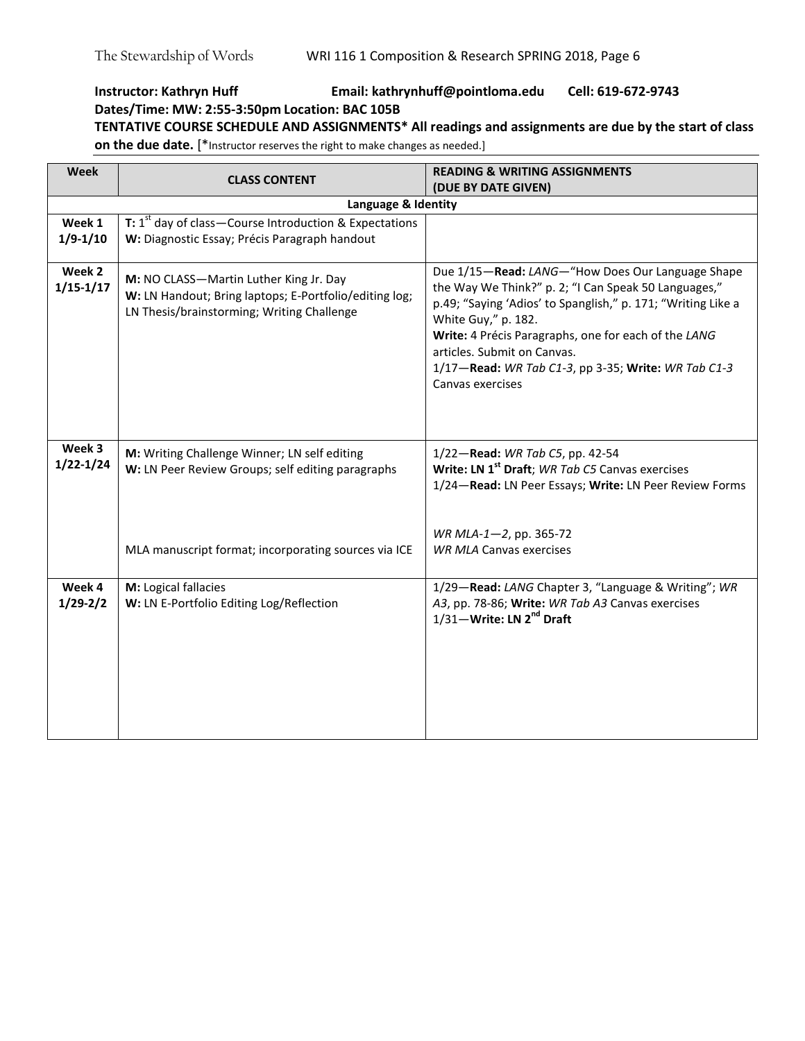**Instructor: Kathryn Huff** **Email: kathrynhuff@pointloma.edu** **Cell: 619-672-9743**
**Dates/Time: MW: 2:55-3:50pm Location: BAC 105B**

**TENTATIVE COURSE SCHEDULE AND ASSIGNMENTS* All readings and assignments are due by the start of class on the due date.** [*Instructor reserves the right to make changes as needed.]

| Week | CLASS CONTENT | READING & WRITING ASSIGNMENTS (DUE BY DATE GIVEN) |
|---|---|---|
| | **Language & Identity** | |
| **Week 1 1/9-1/10** | **T:** 1st day of class—Course Introduction & Expectations<br>**W:** Diagnostic Essay; Précis Paragraph handout | |
| **Week 2 1/15-1/17** | **M:** NO CLASS—Martin Luther King Jr. Day<br>**W:** LN Handout; Bring laptops; E-Portfolio/editing log; LN Thesis/brainstorming; Writing Challenge | Due 1/15—**Read:** *LANG*—"How Does Our Language Shape the Way We Think?" p. 2; "I Can Speak 50 Languages," p.49; "Saying 'Adios' to Spanglish," p. 171; "Writing Like a White Guy," p. 182.<br>**Write:** 4 Précis Paragraphs, one for each of the *LANG* articles. Submit on Canvas.<br>1/17—**Read:** *WR Tab C1-3*, pp 3-35; **Write:** *WR Tab C1-3* Canvas exercises |
| **Week 3 1/22-1/24** | **M:** Writing Challenge Winner; LN self editing<br>**W:** LN Peer Review Groups; self editing paragraphs<br><br>MLA manuscript format; incorporating sources via ICE | 1/22—**Read:** *WR Tab C5*, pp. 42-54<br>**Write: LN 1st Draft**; *WR Tab C5* Canvas exercises<br>1/24—**Read:** LN Peer Essays; **Write:** LN Peer Review Forms<br><br>*WR MLA-1—2*, pp. 365-72<br>*WR MLA* Canvas exercises |
| **Week 4 1/29-2/2** | **M:** Logical fallacies<br>**W:** LN E-Portfolio Editing Log/Reflection | 1/29—**Read:** *LANG* Chapter 3, "Language & Writing"; *WR A3*, pp. 78-86; **Write:** *WR Tab A3* Canvas exercises<br>1/31—**Write: LN 2nd Draft** |